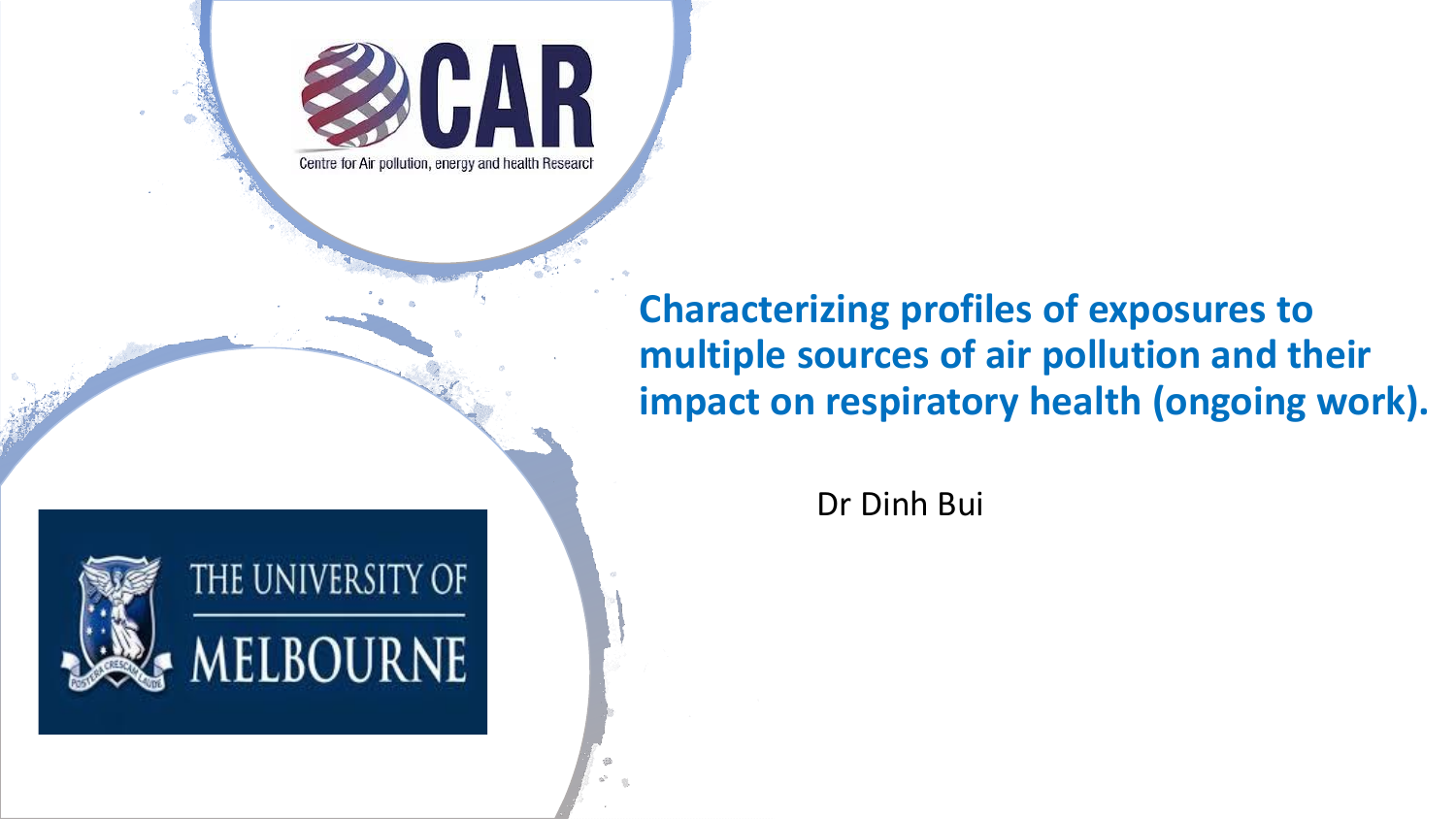Centre for Air pollution, energy and health Research

# Characterizing profiles of exposures to multiple sources of air pollution and their impact on respiratory health (ongoing work).

Dr Dinh Bui

THE UNIVERSITY OF MELBOURNE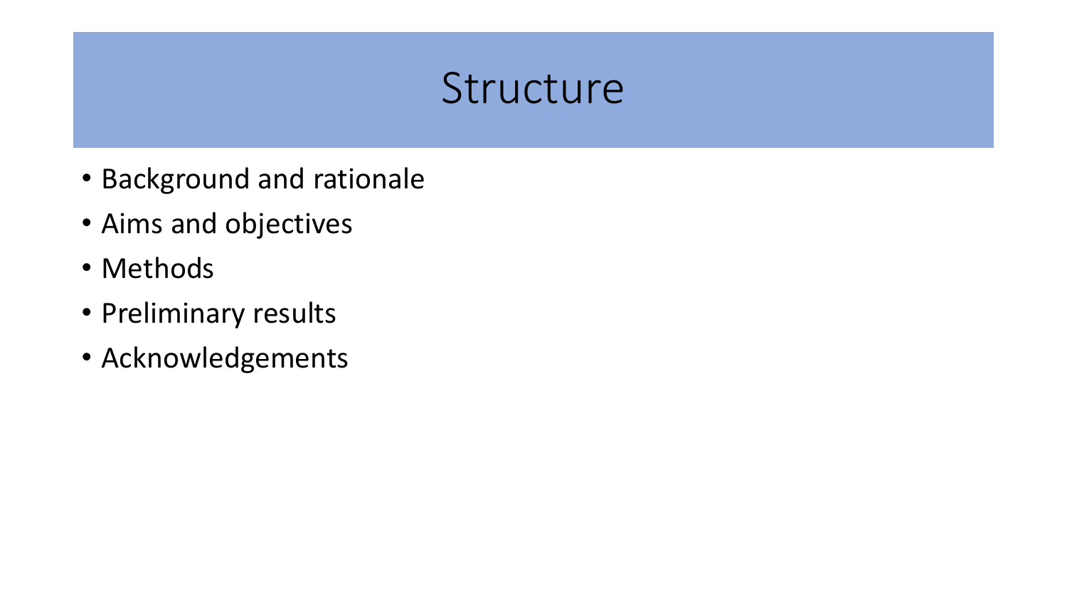# Structure

- Background and rationale
- Aims and objectives
- Methods
- Preliminary results
- Acknowledgements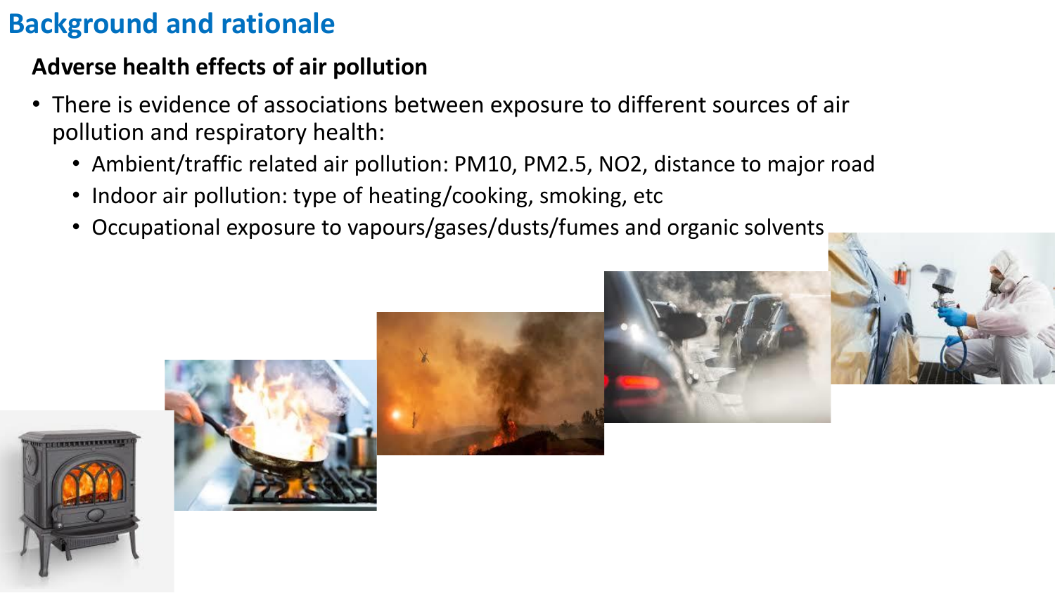# Background and rationale

## Adverse health effects of air pollution

- There is evidence of associations between exposure to different sources of air pollution and respiratory health:
  - Ambient/traffic related air pollution: $PM_{10}$, $PM_{2.5}$, $NO_2$, distance to major road
  - Indoor air pollution: type of heating/cooking, smoking, etc
  - Occupational exposure to vapours/gases/dusts/fumes and organic solvents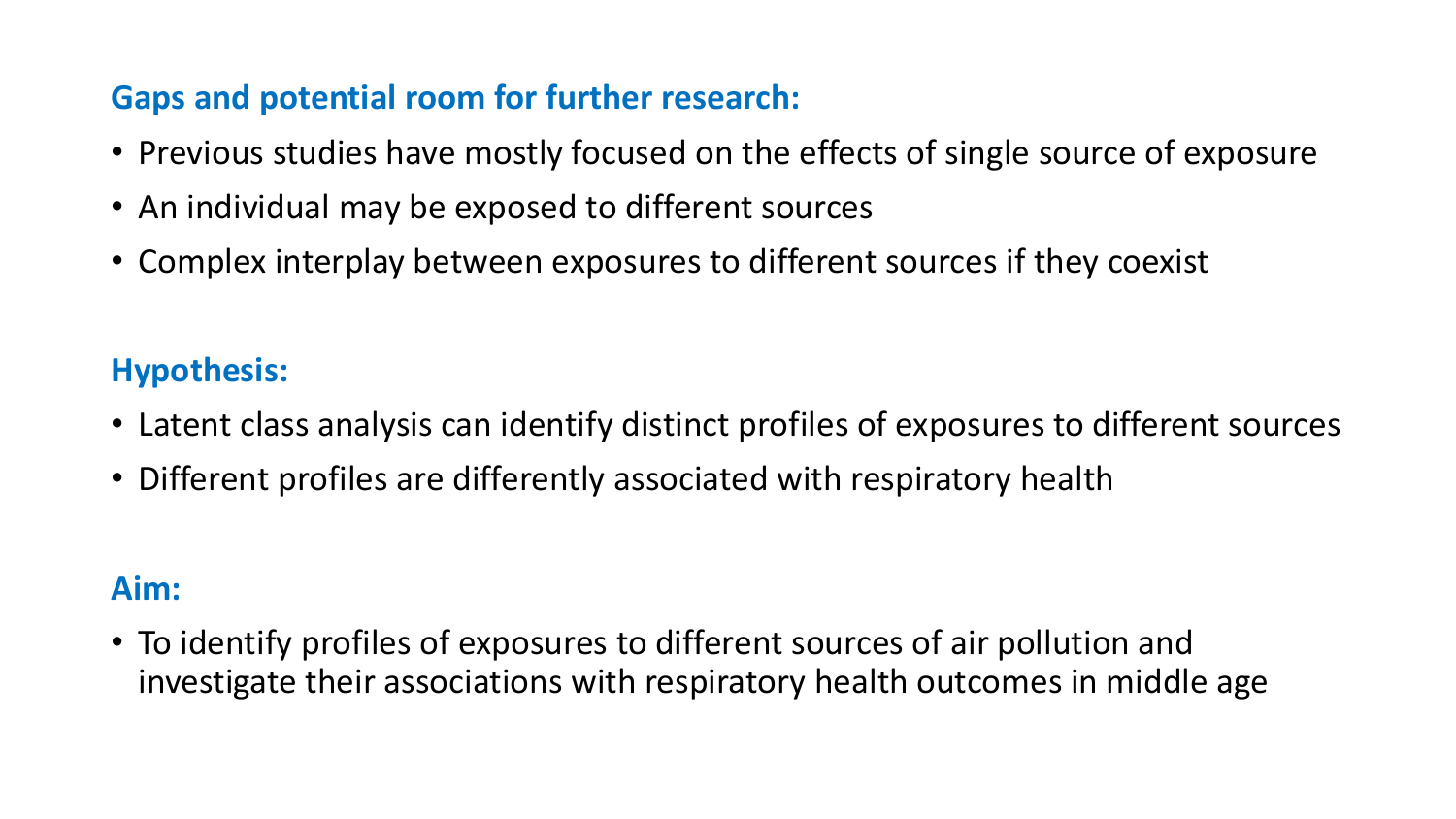## Gaps and potential room for further research:

- Previous studies have mostly focused on the effects of single source of exposure
- An individual may be exposed to different sources
- Complex interplay between exposures to different sources if they coexist

## Hypothesis:

- Latent class analysis can identify distinct profiles of exposures to different sources
- Different profiles are differently associated with respiratory health

## Aim:

- To identify profiles of exposures to different sources of air pollution and investigate their associations with respiratory health outcomes in middle age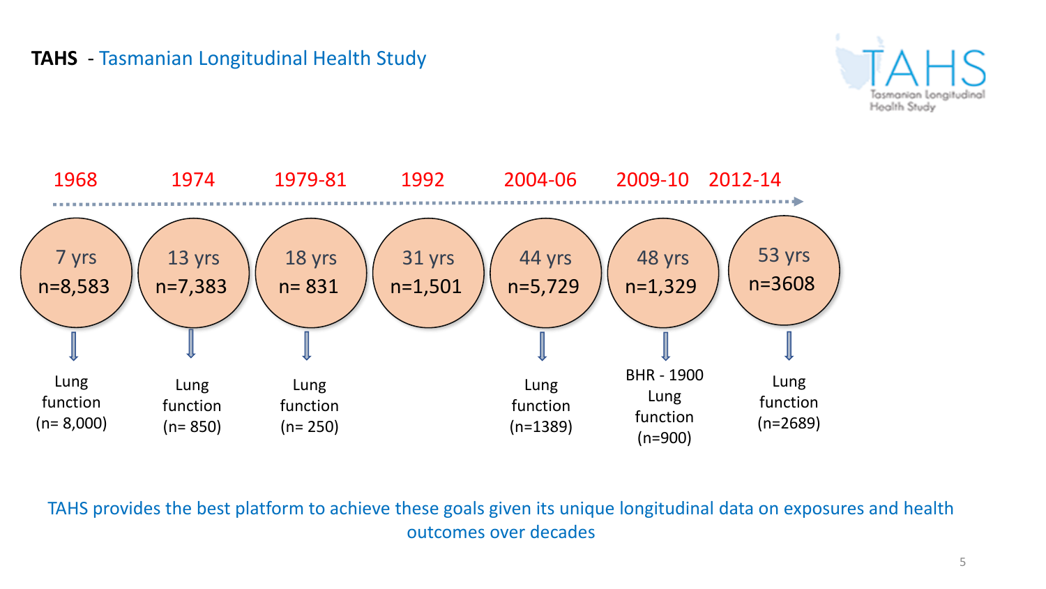# TAHS - Tasmanian Longitudinal Health Study

| Year | Age | Participants | Measures |
| --- | --- | --- | --- |
| 1968 | 7 yrs | n=8,583 | Lung function (n= 8,000) |
| 1974 | 13 yrs | n=7,383 | Lung function (n= 850) |
| 1979-81 | 18 yrs | n= 831 | Lung function (n= 250) |
| 1992 | 31 yrs | n=1,501 | |
| 2004-06 | 44 yrs | n=5,729 | Lung function (n=1389) |
| 2009-10 | 48 yrs | n=1,329 | BHR - 1900 Lung function (n=900) |
| 2012-14 | 53 yrs | n=3608 | Lung function (n=2689) |

TAHS provides the best platform to achieve these goals given its unique longitudinal data on exposures and health outcomes over decades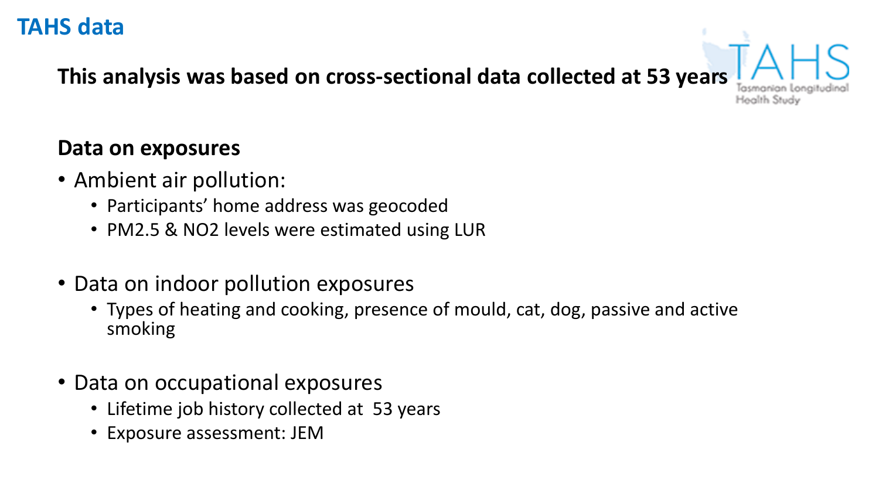# TAHS data

**This analysis was based on cross-sectional data collected at 53 years**

TAHS
Tasmanian Longitudinal Health Study

## Data on exposures

- Ambient air pollution:
  - Participants' home address was geocoded
  - PM2.5 & $NO_2$ levels were estimated using LUR
- Data on indoor pollution exposures
  - Types of heating and cooking, presence of mould, cat, dog, passive and active smoking
- Data on occupational exposures
  - Lifetime job history collected at 53 years
  - Exposure assessment: JEM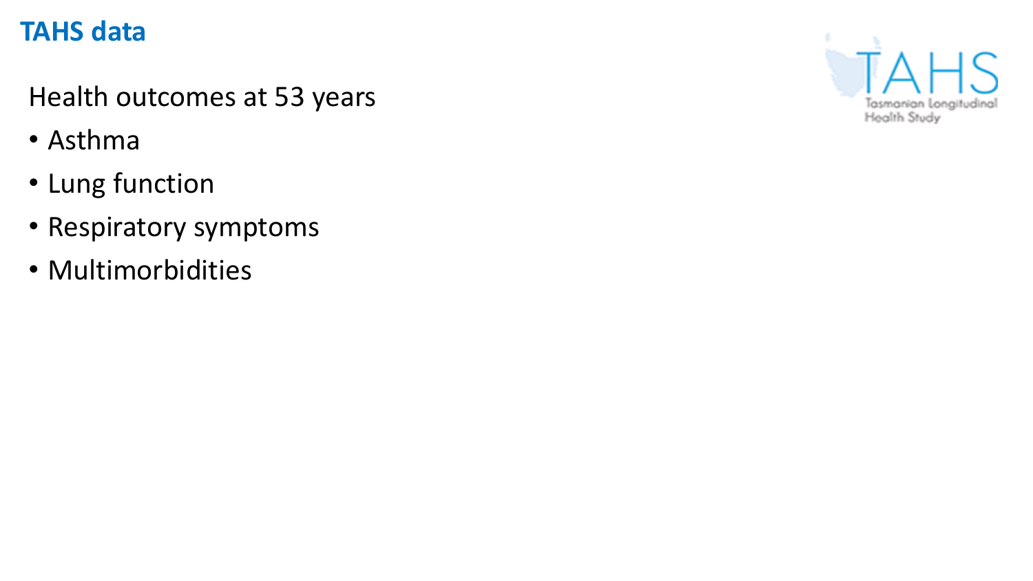# TAHS data

Health outcomes at 53 years

- Asthma
- Lung function
- Respiratory symptoms
- Multimorbidities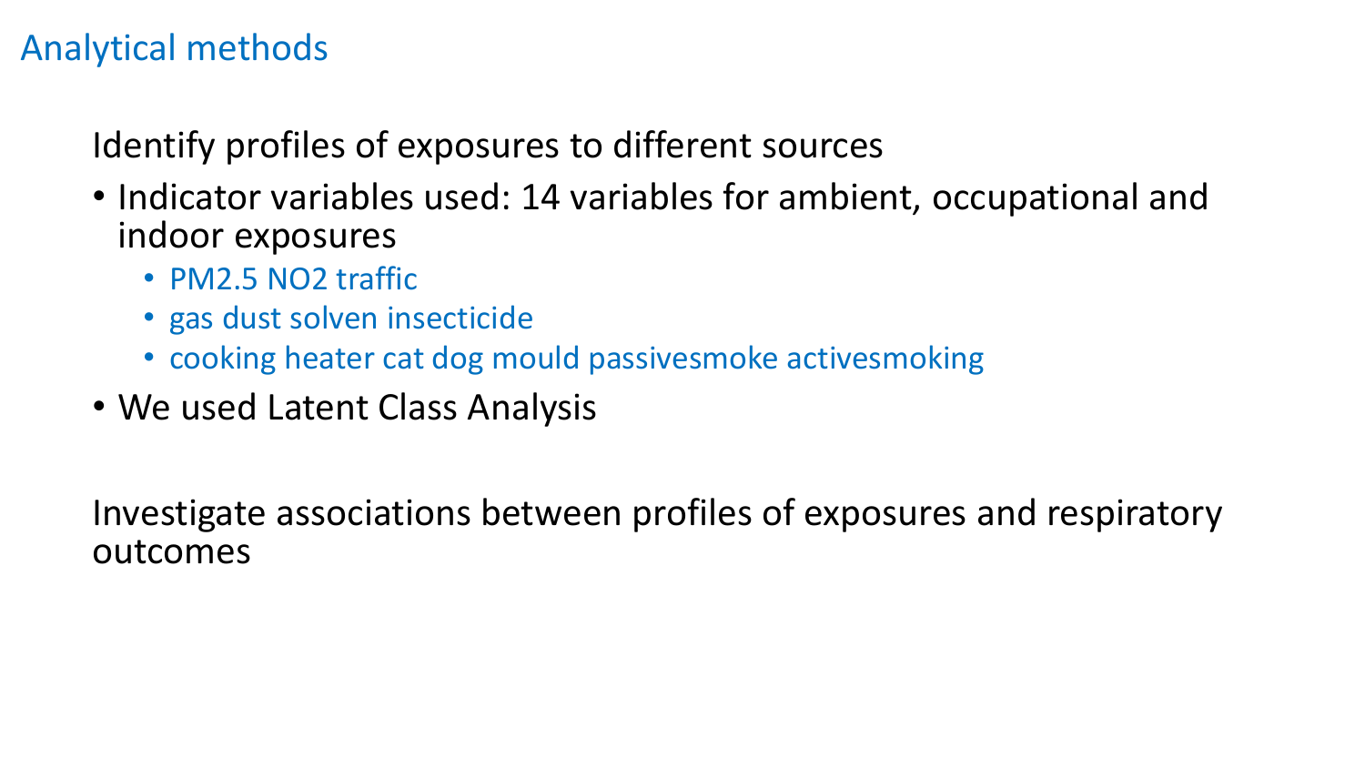## Analytical methods

Identify profiles of exposures to different sources

- Indicator variables used: 14 variables for ambient, occupational and indoor exposures
  - PM2.5 NO2 traffic
  - gas dust solven insecticide
  - cooking heater cat dog mould passivesmoke activesmoking
- We used Latent Class Analysis

Investigate associations between profiles of exposures and respiratory outcomes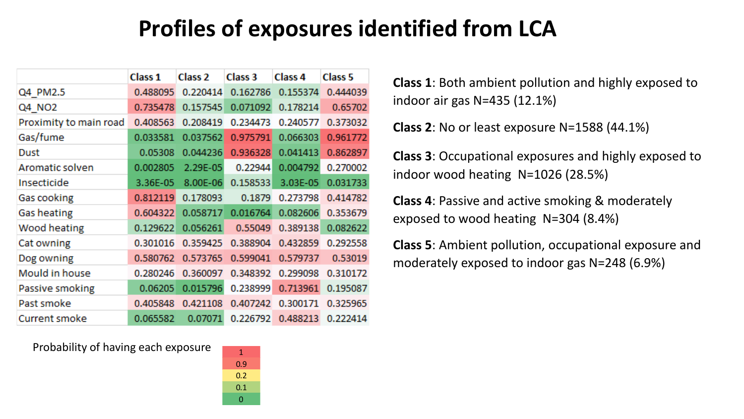# Profiles of exposures identified from LCA

| | Class 1 | Class 2 | Class 3 | Class 4 | Class 5 |
|---|---|---|---|---|---|
| Q4_PM2.5 | 0.488095 | 0.220414 | 0.162786 | 0.155374 | 0.444039 |
| Q4_NO2 | 0.735478 | 0.157545 | 0.071092 | 0.178214 | 0.65702 |
| Proximity to main road | 0.408563 | 0.208419 | 0.234473 | 0.240577 | 0.373032 |
| Gas/fume | 0.033581 | 0.037562 | 0.975791 | 0.066303 | 0.961772 |
| Dust | 0.05308 | 0.044236 | 0.936328 | 0.041413 | 0.862897 |
| Aromatic solven | 0.002805 | 2.29E-05 | 0.22944 | 0.004792 | 0.270002 |
| Insecticide | 3.36E-05 | 8.00E-06 | 0.158533 | 3.03E-05 | 0.031733 |
| Gas cooking | 0.812119 | 0.178093 | 0.1879 | 0.273798 | 0.414782 |
| Gas heating | 0.604322 | 0.058717 | 0.016764 | 0.082606 | 0.353679 |
| Wood heating | 0.129622 | 0.056261 | 0.55049 | 0.389138 | 0.082622 |
| Cat owning | 0.301016 | 0.359425 | 0.388904 | 0.432859 | 0.292558 |
| Dog owning | 0.580762 | 0.573765 | 0.599041 | 0.579737 | 0.53019 |
| Mould in house | 0.280246 | 0.360097 | 0.348392 | 0.299098 | 0.310172 |
| Passive smoking | 0.06205 | 0.015796 | 0.238999 | 0.713961 | 0.195087 |
| Past smoke | 0.405848 | 0.421108 | 0.407242 | 0.300171 | 0.325965 |
| Current smoke | 0.065582 | 0.07071 | 0.226792 | 0.488213 | 0.222414 |

Probability of having each exposure

| |
|---|
| 1 |
| 0.9 |
| 0.2 |
| 0.1 |
| 0 |

**Class 1**: Both ambient pollution and highly exposed to indoor air gas N=435 (12.1%)

**Class 2**: No or least exposure N=1588 (44.1%)

**Class 3**: Occupational exposures and highly exposed to indoor wood heating N=1026 (28.5%)

**Class 4**: Passive and active smoking & moderately exposed to wood heating N=304 (8.4%)

**Class 5**: Ambient pollution, occupational exposure and moderately exposed to indoor gas N=248 (6.9%)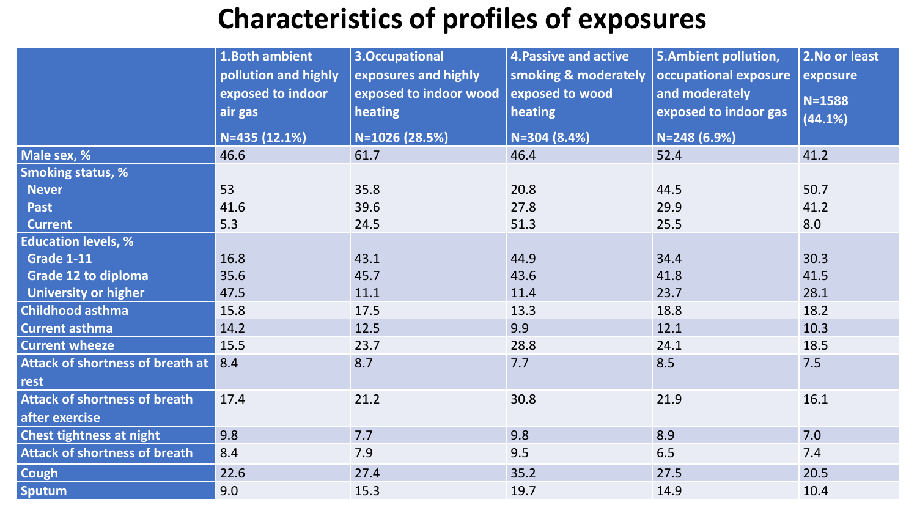# Characteristics of profiles of exposures

| | 1.Both ambient pollution and highly exposed to indoor air gas N=435 (12.1%) | 3.Occupational exposures and highly exposed to indoor wood heating N=1026 (28.5%) | 4.Passive and active smoking & moderately exposed to wood heating N=304 (8.4%) | 5.Ambient pollution, occupational exposure and moderately exposed to indoor gas N=248 (6.9%) | 2.No or least exposure N=1588 (44.1%) |
|---|---|---|---|---|---|
| Male sex, % | 46.6 | 61.7 | 46.4 | 52.4 | 41.2 |
| Smoking status, % | | | | | |
| Never | 53 | 35.8 | 20.8 | 44.5 | 50.7 |
| Past | 41.6 | 39.6 | 27.8 | 29.9 | 41.2 |
| Current | 5.3 | 24.5 | 51.3 | 25.5 | 8.0 |
| Education levels, % | | | | | |
| Grade 1-11 | 16.8 | 43.1 | 44.9 | 34.4 | 30.3 |
| Grade 12 to diploma | 35.6 | 45.7 | 43.6 | 41.8 | 41.5 |
| University or higher | 47.5 | 11.1 | 11.4 | 23.7 | 28.1 |
| Childhood asthma | 15.8 | 17.5 | 13.3 | 18.8 | 18.2 |
| Current asthma | 14.2 | 12.5 | 9.9 | 12.1 | 10.3 |
| Current wheeze | 15.5 | 23.7 | 28.8 | 24.1 | 18.5 |
| Attack of shortness of breath at rest | 8.4 | 8.7 | 7.7 | 8.5 | 7.5 |
| Attack of shortness of breath after exercise | 17.4 | 21.2 | 30.8 | 21.9 | 16.1 |
| Chest tightness at night | 9.8 | 7.7 | 9.8 | 8.9 | 7.0 |
| Attack of shortness of breath | 8.4 | 7.9 | 9.5 | 6.5 | 7.4 |
| Cough | 22.6 | 27.4 | 35.2 | 27.5 | 20.5 |
| Sputum | 9.0 | 15.3 | 19.7 | 14.9 | 10.4 |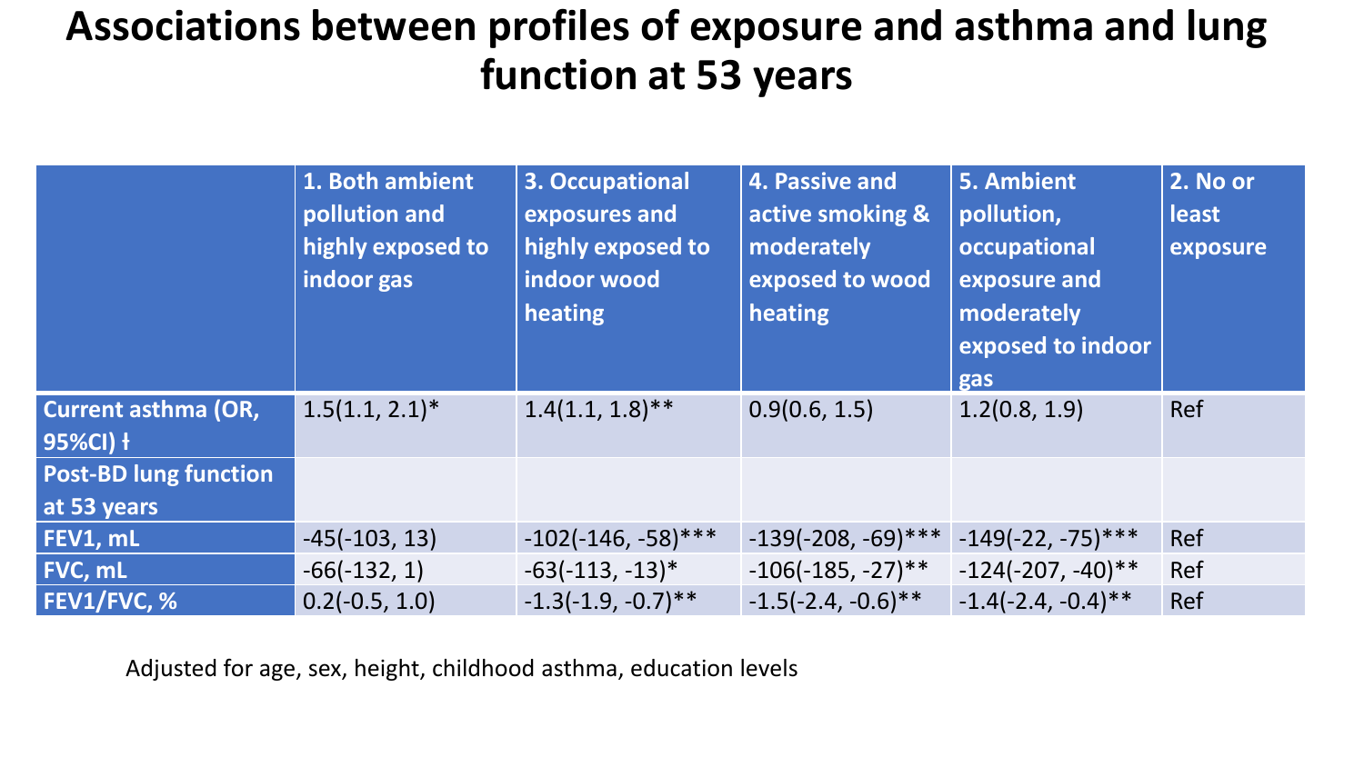# Associations between profiles of exposure and asthma and lung function at 53 years

| | 1. Both ambient pollution and highly exposed to indoor gas | 3. Occupational exposures and highly exposed to indoor wood heating | 4. Passive and active smoking & moderately exposed to wood heating | 5. Ambient pollution, occupational exposure and moderately exposed to indoor gas | 2. No or least exposure |
|---|---|---|---|---|---|
| **Current asthma (OR, 95%CI) ł** | 1.5(1.1, 2.1)* | 1.4(1.1, 1.8)** | 0.9(0.6, 1.5) | 1.2(0.8, 1.9) | Ref |
| **Post-BD lung function at 53 years** | | | | | |
| **FEV1, mL** | -45(-103, 13) | -102(-146, -58)*** | -139(-208, -69)*** | -149(-22, -75)*** | Ref |
| **FVC, mL** | -66(-132, 1) | -63(-113, -13)* | -106(-185, -27)** | -124(-207, -40)** | Ref |
| **FEV1/FVC, %** | 0.2(-0.5, 1.0) | -1.3(-1.9, -0.7)** | -1.5(-2.4, -0.6)** | -1.4(-2.4, -0.4)** | Ref |

Adjusted for age, sex, height, childhood asthma, education levels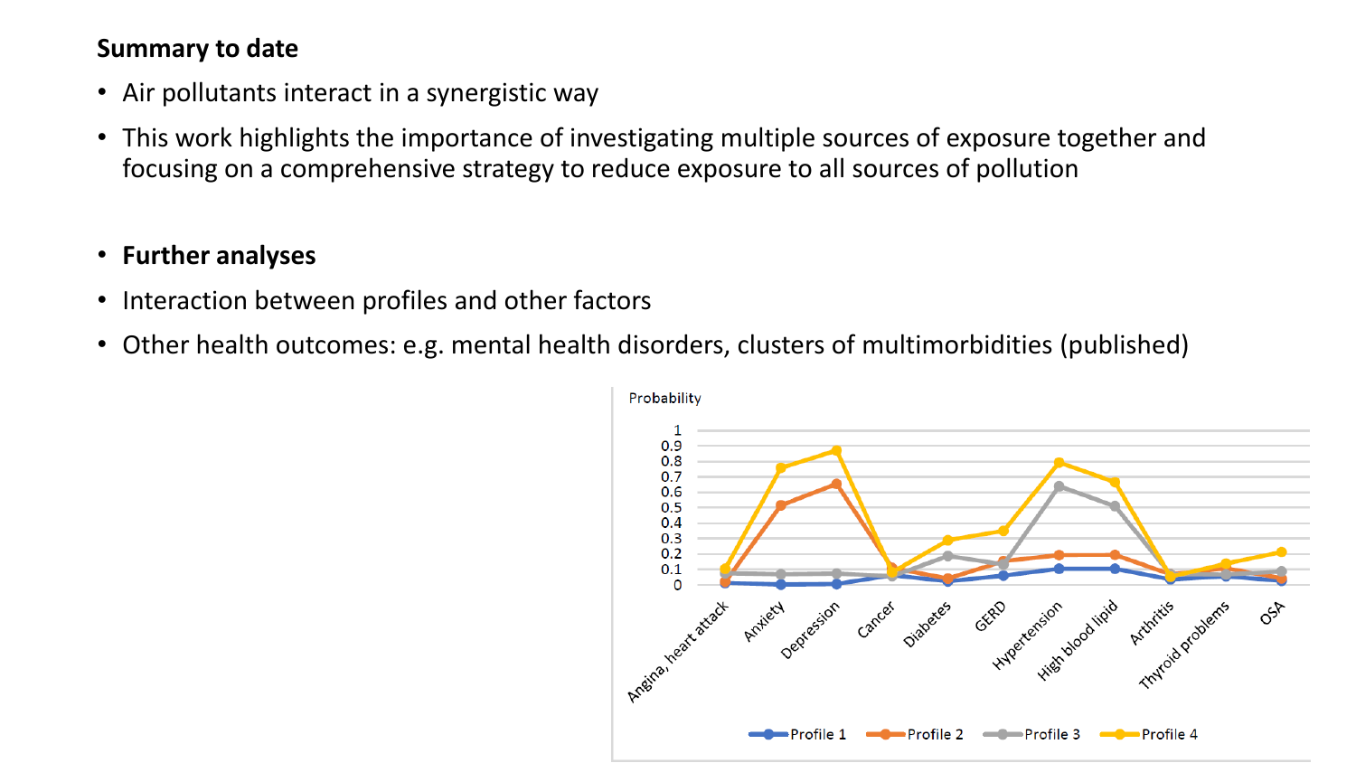**Summary to date**

- Air pollutants interact in a synergistic way
- This work highlights the importance of investigating multiple sources of exposure together and focusing on a comprehensive strategy to reduce exposure to all sources of pollution

- **Further analyses**
- Interaction between profiles and other factors
- Other health outcomes: e.g. mental health disorders, clusters of multimorbidities (published)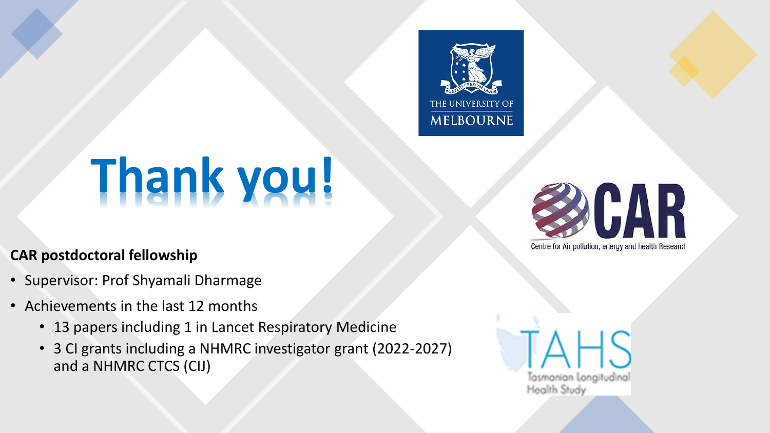# Thank you!

**CAR postdoctoral fellowship**

- Supervisor: Prof Shyamali Dharmage
- Achievements in the last 12 months
  - 13 papers including 1 in Lancet Respiratory Medicine
  - 3 CI grants including a NHMRC investigator grant (2022-2027) and a NHMRC CTCS (CIJ)

THE UNIVERSITY OF MELBOURNE

CAR
Centre for Air pollution, energy and health Research

TAHS
Tasmanian Longitudinal Health Study